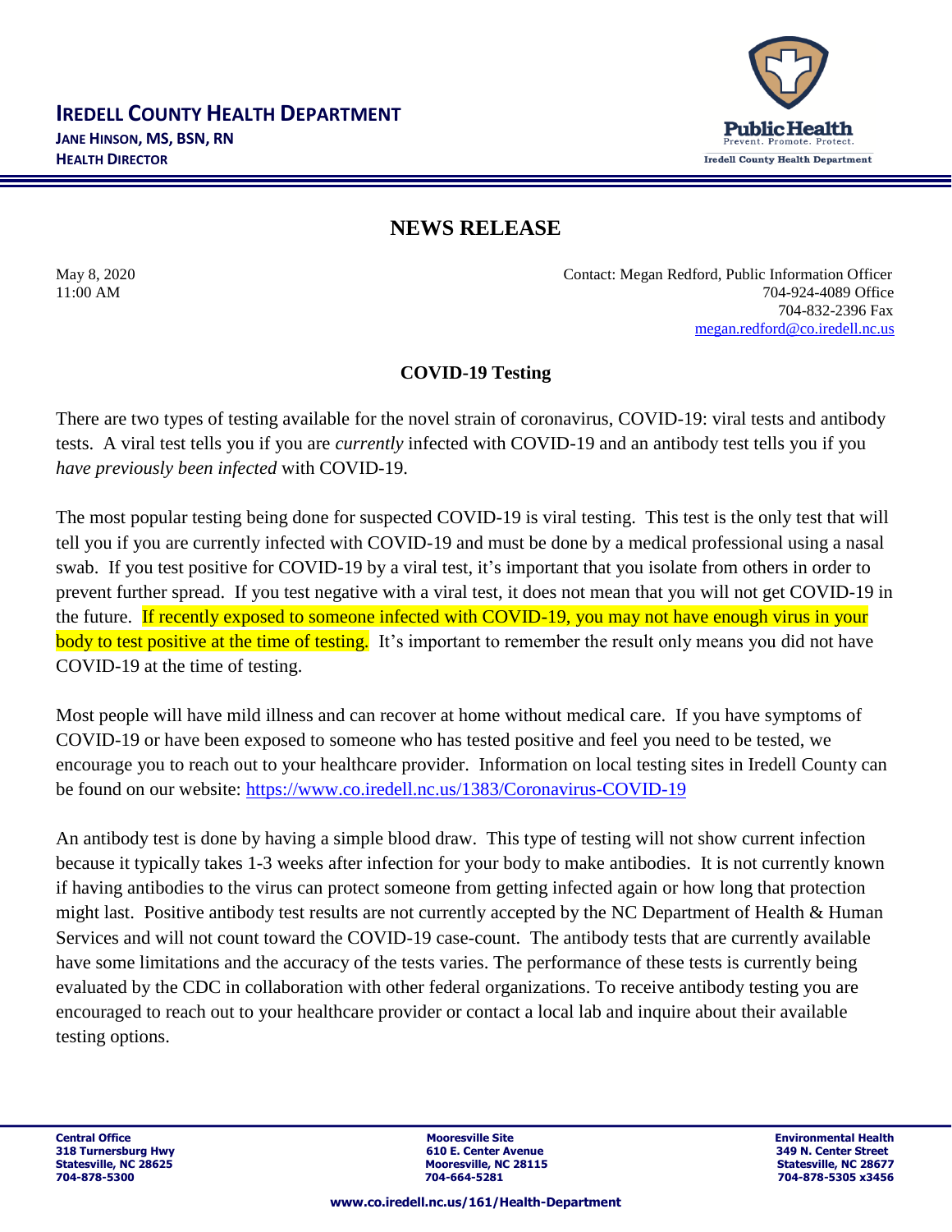# IREDELL COUNTY HEALTH DEPARTMENT

**JANE HINSON, MS, BSN, RN**
**HEALTH DIRECTOR**

## NEWS RELEASE

May 8, 2020
11:00 AM

Contact: Megan Redford, Public Information Officer
704-924-4089 Office
704-832-2396 Fax
megan.redford@co.iredell.nc.us

### COVID-19 Testing

There are two types of testing available for the novel strain of coronavirus, COVID-19: viral tests and antibody tests. A viral test tells you if you are *currently* infected with COVID-19 and an antibody test tells you if you *have previously been infected* with COVID-19.

The most popular testing being done for suspected COVID-19 is viral testing. This test is the only test that will tell you if you are currently infected with COVID-19 and must be done by a medical professional using a nasal swab. If you test positive for COVID-19 by a viral test, it's important that you isolate from others in order to prevent further spread. If you test negative with a viral test, it does not mean that you will not get COVID-19 in the future. If recently exposed to someone infected with COVID-19, you may not have enough virus in your body to test positive at the time of testing. It's important to remember the result only means you did not have COVID-19 at the time of testing.

Most people will have mild illness and can recover at home without medical care. If you have symptoms of COVID-19 or have been exposed to someone who has tested positive and feel you need to be tested, we encourage you to reach out to your healthcare provider. Information on local testing sites in Iredell County can be found on our website: https://www.co.iredell.nc.us/1383/Coronavirus-COVID-19

An antibody test is done by having a simple blood draw. This type of testing will not show current infection because it typically takes 1-3 weeks after infection for your body to make antibodies. It is not currently known if having antibodies to the virus can protect someone from getting infected again or how long that protection might last. Positive antibody test results are not currently accepted by the NC Department of Health & Human Services and will not count toward the COVID-19 case-count. The antibody tests that are currently available have some limitations and the accuracy of the tests varies. The performance of these tests is currently being evaluated by the CDC in collaboration with other federal organizations. To receive antibody testing you are encouraged to reach out to your healthcare provider or contact a local lab and inquire about their available testing options.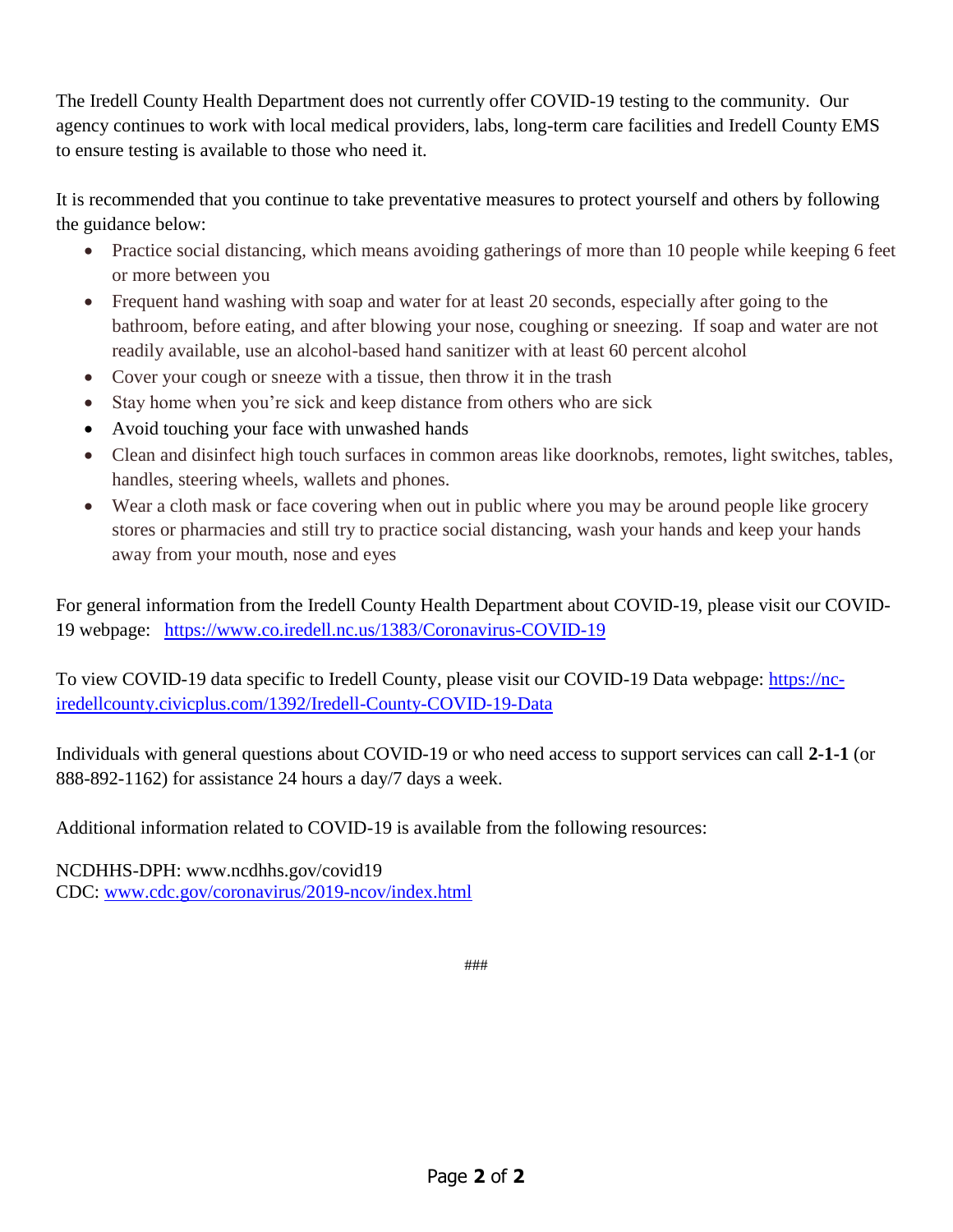The Iredell County Health Department does not currently offer COVID-19 testing to the community. Our agency continues to work with local medical providers, labs, long-term care facilities and Iredell County EMS to ensure testing is available to those who need it.

It is recommended that you continue to take preventative measures to protect yourself and others by following the guidance below:

- Practice social distancing, which means avoiding gatherings of more than 10 people while keeping 6 feet or more between you
- Frequent hand washing with soap and water for at least 20 seconds, especially after going to the bathroom, before eating, and after blowing your nose, coughing or sneezing. If soap and water are not readily available, use an alcohol-based hand sanitizer with at least 60 percent alcohol
- Cover your cough or sneeze with a tissue, then throw it in the trash
- Stay home when you're sick and keep distance from others who are sick
- Avoid touching your face with unwashed hands
- Clean and disinfect high touch surfaces in common areas like doorknobs, remotes, light switches, tables, handles, steering wheels, wallets and phones.
- Wear a cloth mask or face covering when out in public where you may be around people like grocery stores or pharmacies and still try to practice social distancing, wash your hands and keep your hands away from your mouth, nose and eyes

For general information from the Iredell County Health Department about COVID-19, please visit our COVID-19 webpage: https://www.co.iredell.nc.us/1383/Coronavirus-COVID-19

To view COVID-19 data specific to Iredell County, please visit our COVID-19 Data webpage: https://nc-iredellcounty.civicplus.com/1392/Iredell-County-COVID-19-Data

Individuals with general questions about COVID-19 or who need access to support services can call **2-1-1** (or 888-892-1162) for assistance 24 hours a day/7 days a week.

Additional information related to COVID-19 is available from the following resources:

NCDHHS-DPH: www.ncdhhs.gov/covid19
CDC: www.cdc.gov/coronavirus/2019-ncov/index.html

###